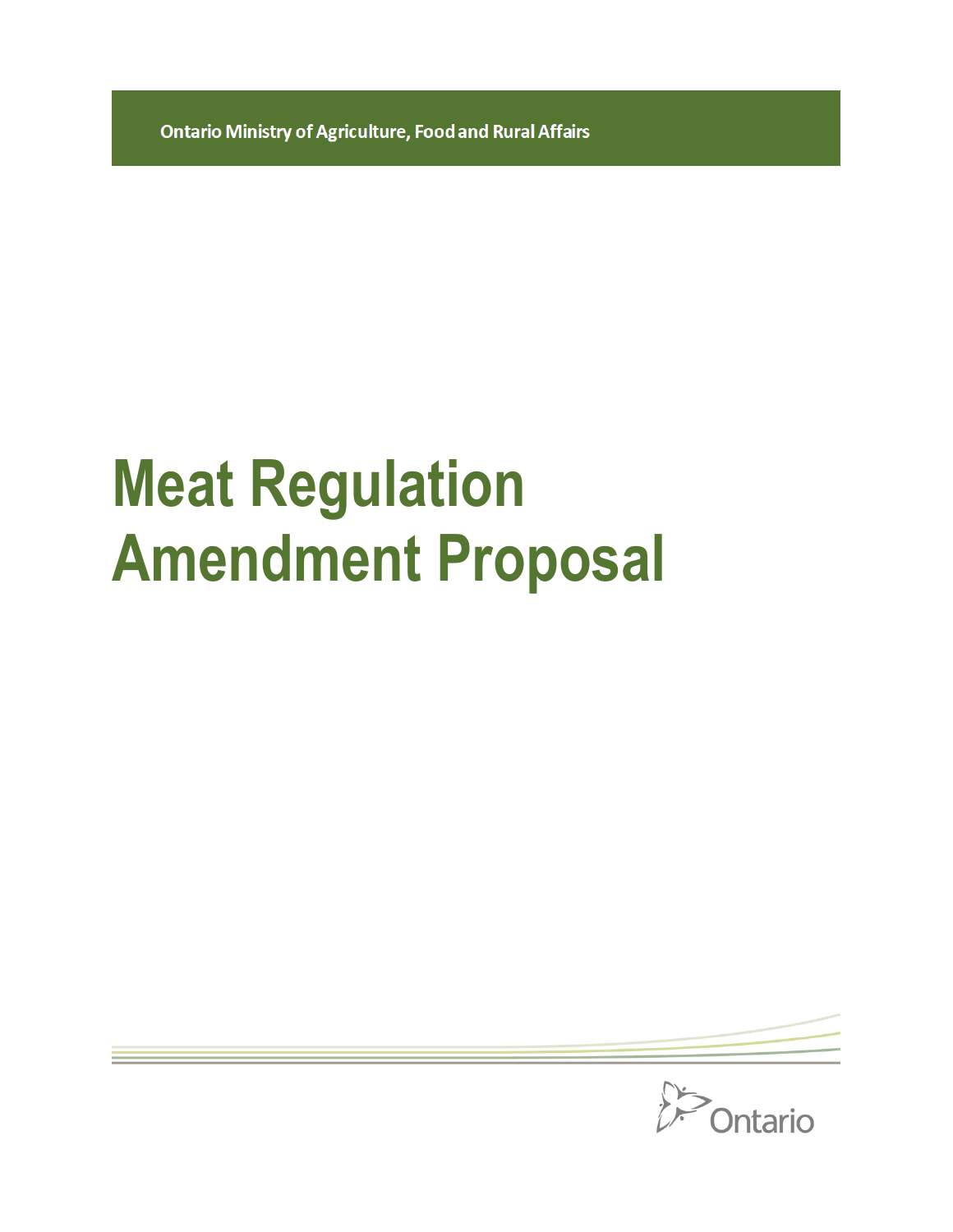Ontario Ministry of Agriculture, Food and Rural Affairs

# Meat Regulation Amendment Proposal

Ontario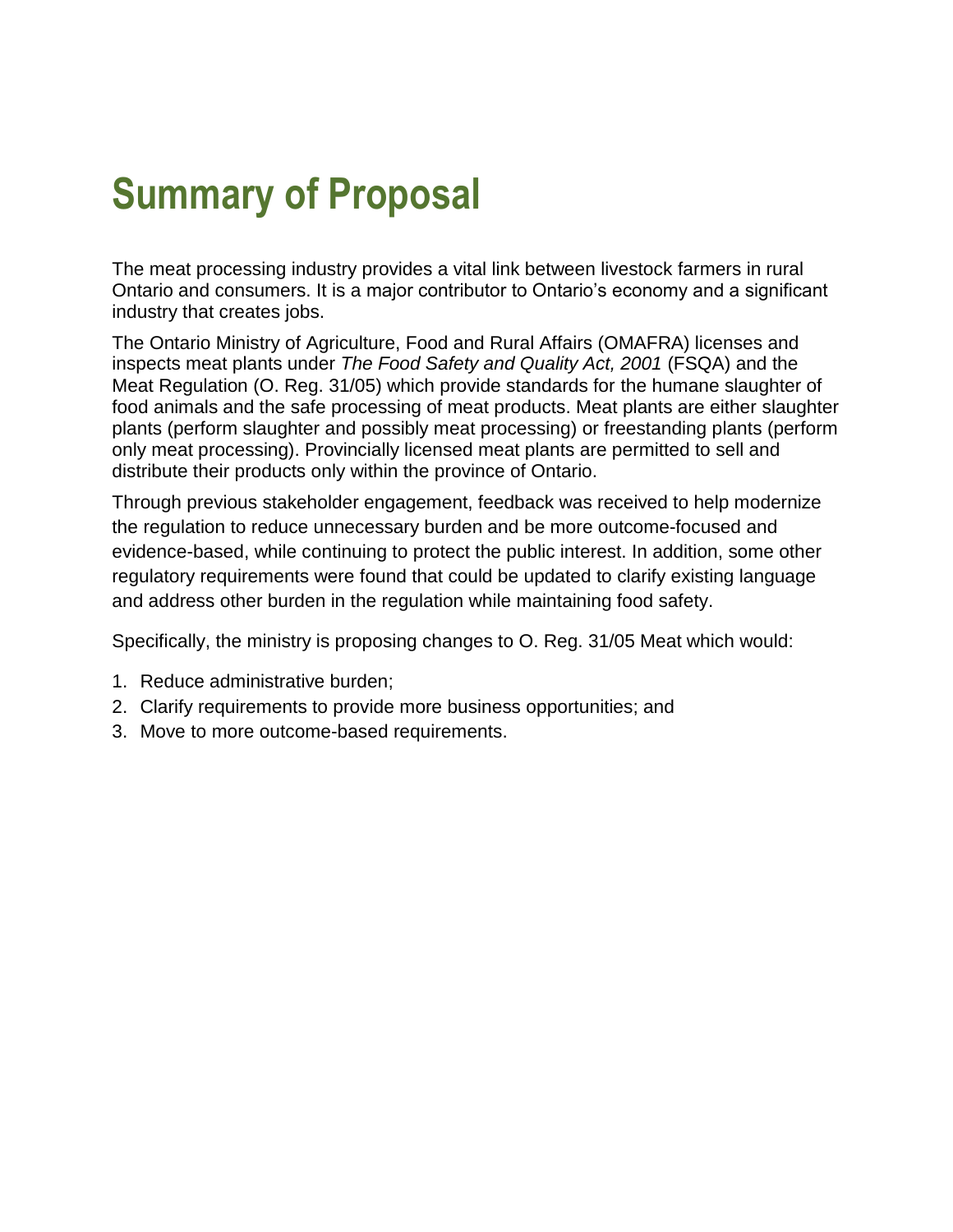# Summary of Proposal

The meat processing industry provides a vital link between livestock farmers in rural Ontario and consumers. It is a major contributor to Ontario's economy and a significant industry that creates jobs.

The Ontario Ministry of Agriculture, Food and Rural Affairs (OMAFRA) licenses and inspects meat plants under *The Food Safety and Quality Act, 2001* (FSQA) and the Meat Regulation (O. Reg. 31/05) which provide standards for the humane slaughter of food animals and the safe processing of meat products. Meat plants are either slaughter plants (perform slaughter and possibly meat processing) or freestanding plants (perform only meat processing). Provincially licensed meat plants are permitted to sell and distribute their products only within the province of Ontario.

Through previous stakeholder engagement, feedback was received to help modernize the regulation to reduce unnecessary burden and be more outcome-focused and evidence-based, while continuing to protect the public interest. In addition, some other regulatory requirements were found that could be updated to clarify existing language and address other burden in the regulation while maintaining food safety.

Specifically, the ministry is proposing changes to O. Reg. 31/05 Meat which would:

1. Reduce administrative burden;
2. Clarify requirements to provide more business opportunities; and
3. Move to more outcome-based requirements.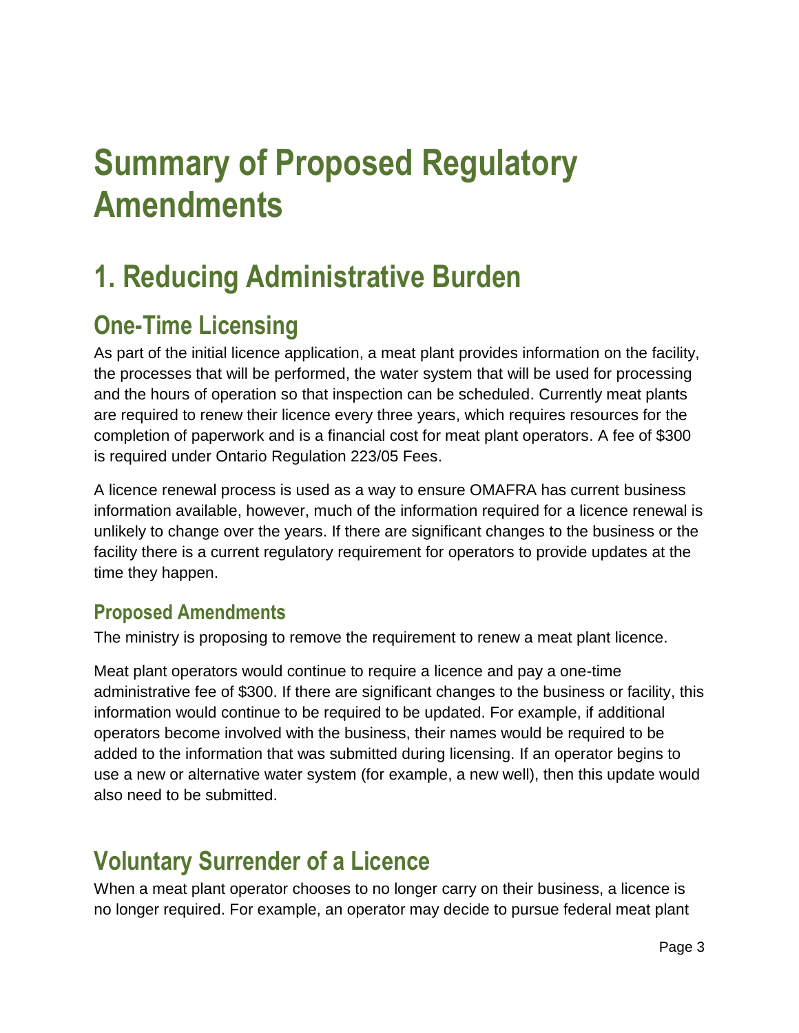# Summary of Proposed Regulatory Amendments

## 1. Reducing Administrative Burden

### One-Time Licensing

As part of the initial licence application, a meat plant provides information on the facility, the processes that will be performed, the water system that will be used for processing and the hours of operation so that inspection can be scheduled. Currently meat plants are required to renew their licence every three years, which requires resources for the completion of paperwork and is a financial cost for meat plant operators. A fee of $300 is required under Ontario Regulation 223/05 Fees.

A licence renewal process is used as a way to ensure OMAFRA has current business information available, however, much of the information required for a licence renewal is unlikely to change over the years. If there are significant changes to the business or the facility there is a current regulatory requirement for operators to provide updates at the time they happen.

#### Proposed Amendments

The ministry is proposing to remove the requirement to renew a meat plant licence.

Meat plant operators would continue to require a licence and pay a one-time administrative fee of $300. If there are significant changes to the business or facility, this information would continue to be required to be updated. For example, if additional operators become involved with the business, their names would be required to be added to the information that was submitted during licensing. If an operator begins to use a new or alternative water system (for example, a new well), then this update would also need to be submitted.

### Voluntary Surrender of a Licence

When a meat plant operator chooses to no longer carry on their business, a licence is no longer required. For example, an operator may decide to pursue federal meat plant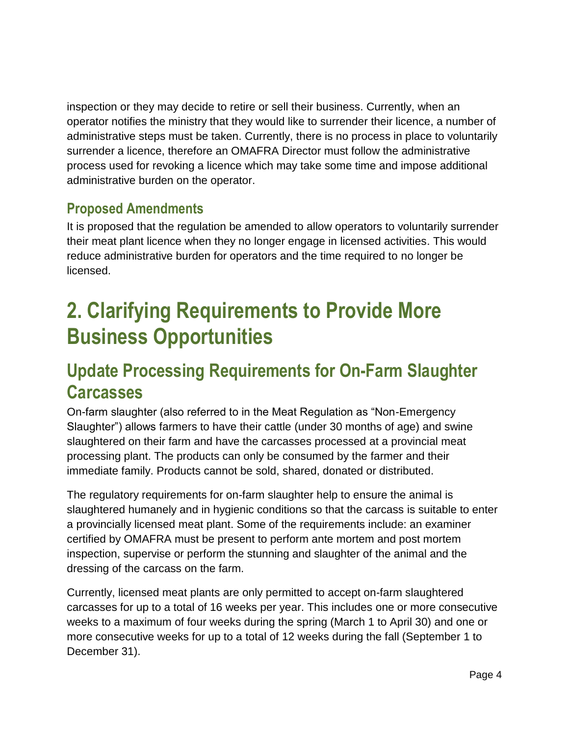inspection or they may decide to retire or sell their business. Currently, when an operator notifies the ministry that they would like to surrender their licence, a number of administrative steps must be taken. Currently, there is no process in place to voluntarily surrender a licence, therefore an OMAFRA Director must follow the administrative process used for revoking a licence which may take some time and impose additional administrative burden on the operator.

### Proposed Amendments

It is proposed that the regulation be amended to allow operators to voluntarily surrender their meat plant licence when they no longer engage in licensed activities. This would reduce administrative burden for operators and the time required to no longer be licensed.

# 2. Clarifying Requirements to Provide More Business Opportunities

## Update Processing Requirements for On-Farm Slaughter Carcasses

On-farm slaughter (also referred to in the Meat Regulation as "Non-Emergency Slaughter") allows farmers to have their cattle (under 30 months of age) and swine slaughtered on their farm and have the carcasses processed at a provincial meat processing plant. The products can only be consumed by the farmer and their immediate family. Products cannot be sold, shared, donated or distributed.

The regulatory requirements for on-farm slaughter help to ensure the animal is slaughtered humanely and in hygienic conditions so that the carcass is suitable to enter a provincially licensed meat plant. Some of the requirements include: an examiner certified by OMAFRA must be present to perform ante mortem and post mortem inspection, supervise or perform the stunning and slaughter of the animal and the dressing of the carcass on the farm.

Currently, licensed meat plants are only permitted to accept on-farm slaughtered carcasses for up to a total of 16 weeks per year. This includes one or more consecutive weeks to a maximum of four weeks during the spring (March 1 to April 30) and one or more consecutive weeks for up to a total of 12 weeks during the fall (September 1 to December 31).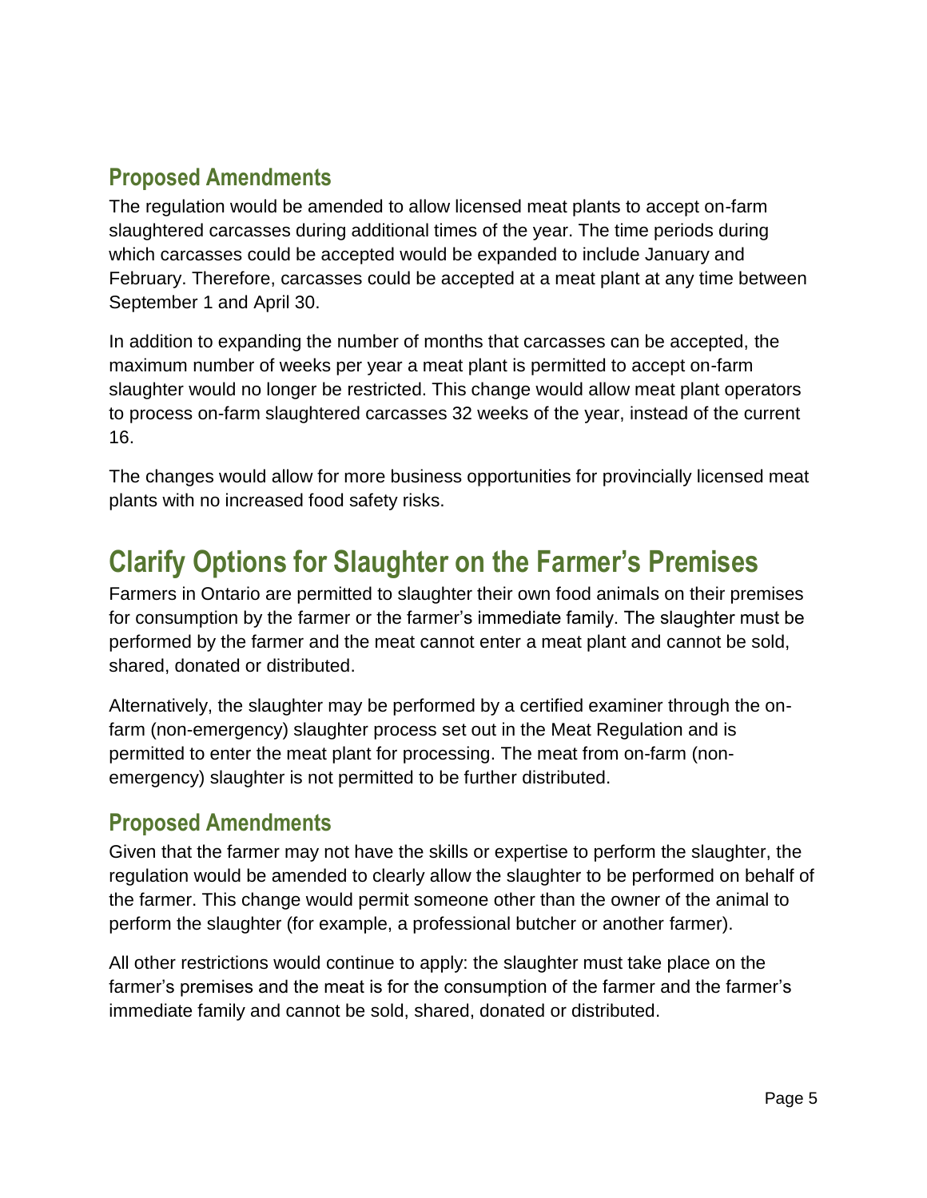### Proposed Amendments

The regulation would be amended to allow licensed meat plants to accept on-farm slaughtered carcasses during additional times of the year. The time periods during which carcasses could be accepted would be expanded to include January and February. Therefore, carcasses could be accepted at a meat plant at any time between September 1 and April 30.

In addition to expanding the number of months that carcasses can be accepted, the maximum number of weeks per year a meat plant is permitted to accept on-farm slaughter would no longer be restricted. This change would allow meat plant operators to process on-farm slaughtered carcasses 32 weeks of the year, instead of the current 16.

The changes would allow for more business opportunities for provincially licensed meat plants with no increased food safety risks.

## Clarify Options for Slaughter on the Farmer's Premises

Farmers in Ontario are permitted to slaughter their own food animals on their premises for consumption by the farmer or the farmer's immediate family. The slaughter must be performed by the farmer and the meat cannot enter a meat plant and cannot be sold, shared, donated or distributed.

Alternatively, the slaughter may be performed by a certified examiner through the on-farm (non-emergency) slaughter process set out in the Meat Regulation and is permitted to enter the meat plant for processing. The meat from on-farm (non-emergency) slaughter is not permitted to be further distributed.

### Proposed Amendments

Given that the farmer may not have the skills or expertise to perform the slaughter, the regulation would be amended to clearly allow the slaughter to be performed on behalf of the farmer. This change would permit someone other than the owner of the animal to perform the slaughter (for example, a professional butcher or another farmer).

All other restrictions would continue to apply: the slaughter must take place on the farmer's premises and the meat is for the consumption of the farmer and the farmer's immediate family and cannot be sold, shared, donated or distributed.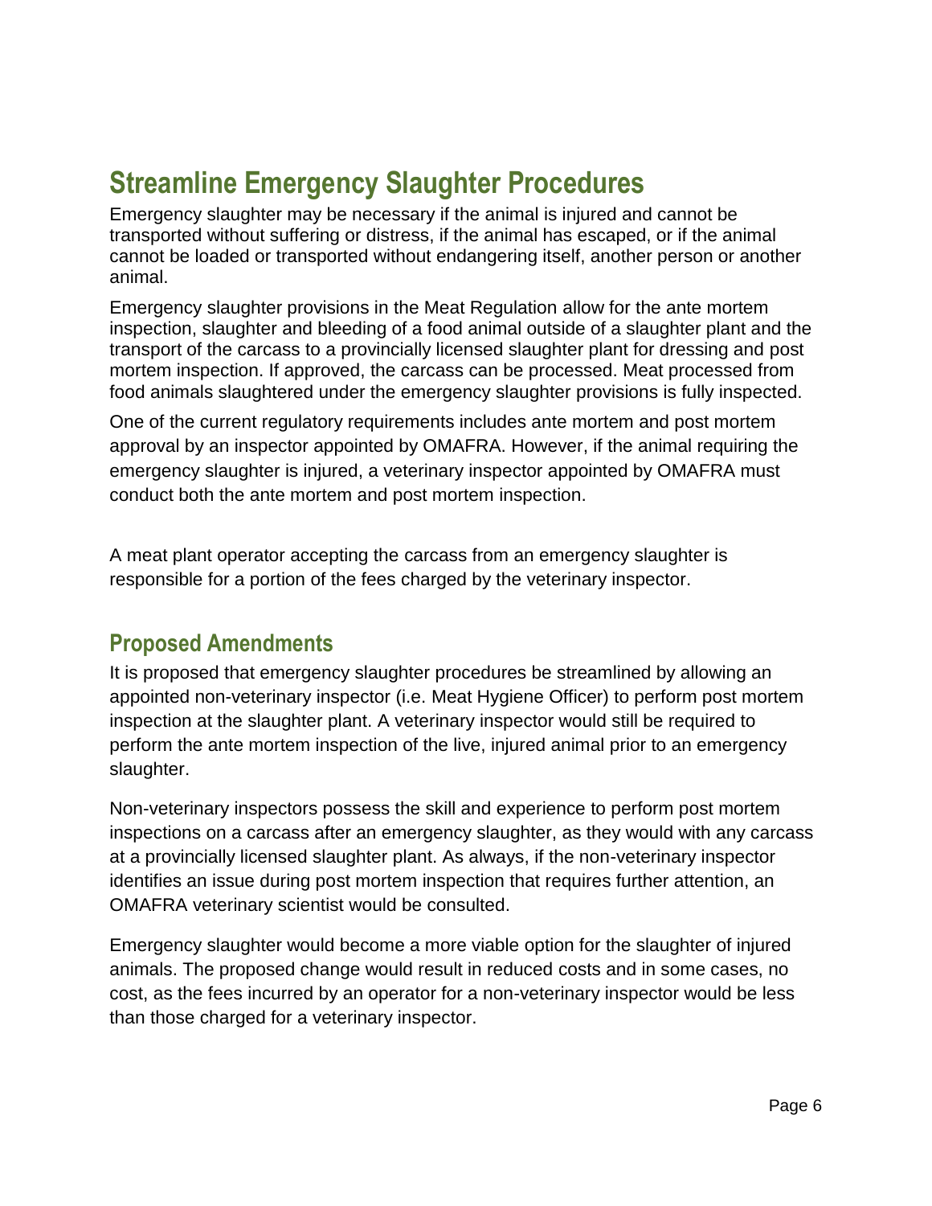## Streamline Emergency Slaughter Procedures

Emergency slaughter may be necessary if the animal is injured and cannot be transported without suffering or distress, if the animal has escaped, or if the animal cannot be loaded or transported without endangering itself, another person or another animal.

Emergency slaughter provisions in the Meat Regulation allow for the ante mortem inspection, slaughter and bleeding of a food animal outside of a slaughter plant and the transport of the carcass to a provincially licensed slaughter plant for dressing and post mortem inspection. If approved, the carcass can be processed. Meat processed from food animals slaughtered under the emergency slaughter provisions is fully inspected.

One of the current regulatory requirements includes ante mortem and post mortem approval by an inspector appointed by OMAFRA. However, if the animal requiring the emergency slaughter is injured, a veterinary inspector appointed by OMAFRA must conduct both the ante mortem and post mortem inspection.

A meat plant operator accepting the carcass from an emergency slaughter is responsible for a portion of the fees charged by the veterinary inspector.

### Proposed Amendments

It is proposed that emergency slaughter procedures be streamlined by allowing an appointed non-veterinary inspector (i.e. Meat Hygiene Officer) to perform post mortem inspection at the slaughter plant. A veterinary inspector would still be required to perform the ante mortem inspection of the live, injured animal prior to an emergency slaughter.

Non-veterinary inspectors possess the skill and experience to perform post mortem inspections on a carcass after an emergency slaughter, as they would with any carcass at a provincially licensed slaughter plant. As always, if the non-veterinary inspector identifies an issue during post mortem inspection that requires further attention, an OMAFRA veterinary scientist would be consulted.

Emergency slaughter would become a more viable option for the slaughter of injured animals. The proposed change would result in reduced costs and in some cases, no cost, as the fees incurred by an operator for a non-veterinary inspector would be less than those charged for a veterinary inspector.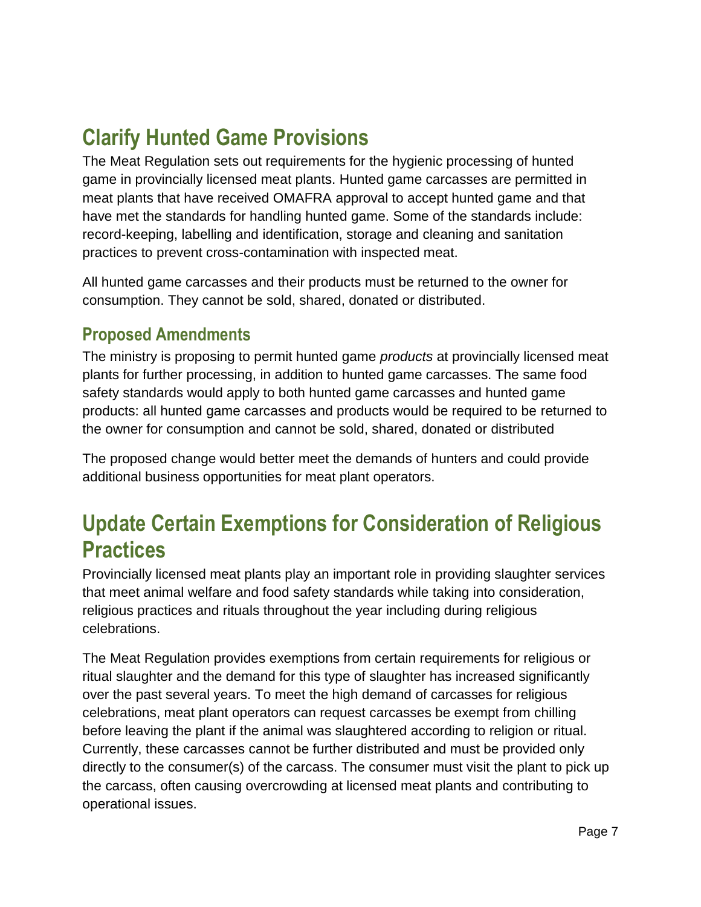## Clarify Hunted Game Provisions

The Meat Regulation sets out requirements for the hygienic processing of hunted game in provincially licensed meat plants. Hunted game carcasses are permitted in meat plants that have received OMAFRA approval to accept hunted game and that have met the standards for handling hunted game. Some of the standards include: record-keeping, labelling and identification, storage and cleaning and sanitation practices to prevent cross-contamination with inspected meat.

All hunted game carcasses and their products must be returned to the owner for consumption. They cannot be sold, shared, donated or distributed.

### Proposed Amendments

The ministry is proposing to permit hunted game *products* at provincially licensed meat plants for further processing, in addition to hunted game carcasses. The same food safety standards would apply to both hunted game carcasses and hunted game products: all hunted game carcasses and products would be required to be returned to the owner for consumption and cannot be sold, shared, donated or distributed

The proposed change would better meet the demands of hunters and could provide additional business opportunities for meat plant operators.

## Update Certain Exemptions for Consideration of Religious Practices

Provincially licensed meat plants play an important role in providing slaughter services that meet animal welfare and food safety standards while taking into consideration, religious practices and rituals throughout the year including during religious celebrations.

The Meat Regulation provides exemptions from certain requirements for religious or ritual slaughter and the demand for this type of slaughter has increased significantly over the past several years. To meet the high demand of carcasses for religious celebrations, meat plant operators can request carcasses be exempt from chilling before leaving the plant if the animal was slaughtered according to religion or ritual. Currently, these carcasses cannot be further distributed and must be provided only directly to the consumer(s) of the carcass. The consumer must visit the plant to pick up the carcass, often causing overcrowding at licensed meat plants and contributing to operational issues.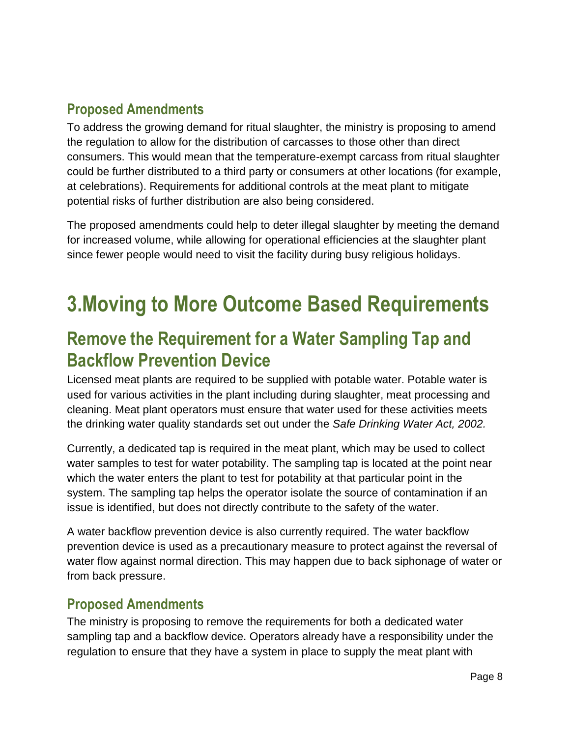### Proposed Amendments

To address the growing demand for ritual slaughter, the ministry is proposing to amend the regulation to allow for the distribution of carcasses to those other than direct consumers. This would mean that the temperature-exempt carcass from ritual slaughter could be further distributed to a third party or consumers at other locations (for example, at celebrations). Requirements for additional controls at the meat plant to mitigate potential risks of further distribution are also being considered.

The proposed amendments could help to deter illegal slaughter by meeting the demand for increased volume, while allowing for operational efficiencies at the slaughter plant since fewer people would need to visit the facility during busy religious holidays.

# 3.Moving to More Outcome Based Requirements

## Remove the Requirement for a Water Sampling Tap and Backflow Prevention Device

Licensed meat plants are required to be supplied with potable water. Potable water is used for various activities in the plant including during slaughter, meat processing and cleaning. Meat plant operators must ensure that water used for these activities meets the drinking water quality standards set out under the *Safe Drinking Water Act, 2002.*

Currently, a dedicated tap is required in the meat plant, which may be used to collect water samples to test for water potability. The sampling tap is located at the point near which the water enters the plant to test for potability at that particular point in the system. The sampling tap helps the operator isolate the source of contamination if an issue is identified, but does not directly contribute to the safety of the water.

A water backflow prevention device is also currently required. The water backflow prevention device is used as a precautionary measure to protect against the reversal of water flow against normal direction. This may happen due to back siphonage of water or from back pressure.

### Proposed Amendments

The ministry is proposing to remove the requirements for both a dedicated water sampling tap and a backflow device. Operators already have a responsibility under the regulation to ensure that they have a system in place to supply the meat plant with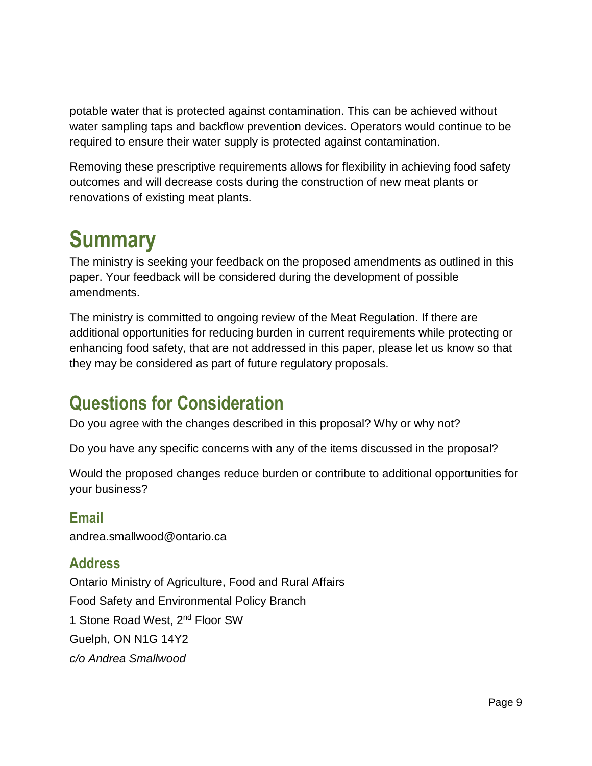potable water that is protected against contamination. This can be achieved without water sampling taps and backflow prevention devices. Operators would continue to be required to ensure their water supply is protected against contamination.

Removing these prescriptive requirements allows for flexibility in achieving food safety outcomes and will decrease costs during the construction of new meat plants or renovations of existing meat plants.

# Summary

The ministry is seeking your feedback on the proposed amendments as outlined in this paper. Your feedback will be considered during the development of possible amendments.

The ministry is committed to ongoing review of the Meat Regulation. If there are additional opportunities for reducing burden in current requirements while protecting or enhancing food safety, that are not addressed in this paper, please let us know so that they may be considered as part of future regulatory proposals.

## Questions for Consideration

Do you agree with the changes described in this proposal? Why or why not?

Do you have any specific concerns with any of the items discussed in the proposal?

Would the proposed changes reduce burden or contribute to additional opportunities for your business?

### Email

andrea.smallwood@ontario.ca

### Address

Ontario Ministry of Agriculture, Food and Rural Affairs

Food Safety and Environmental Policy Branch

1 Stone Road West, 2nd Floor SW

Guelph, ON N1G 14Y2

*c/o Andrea Smallwood*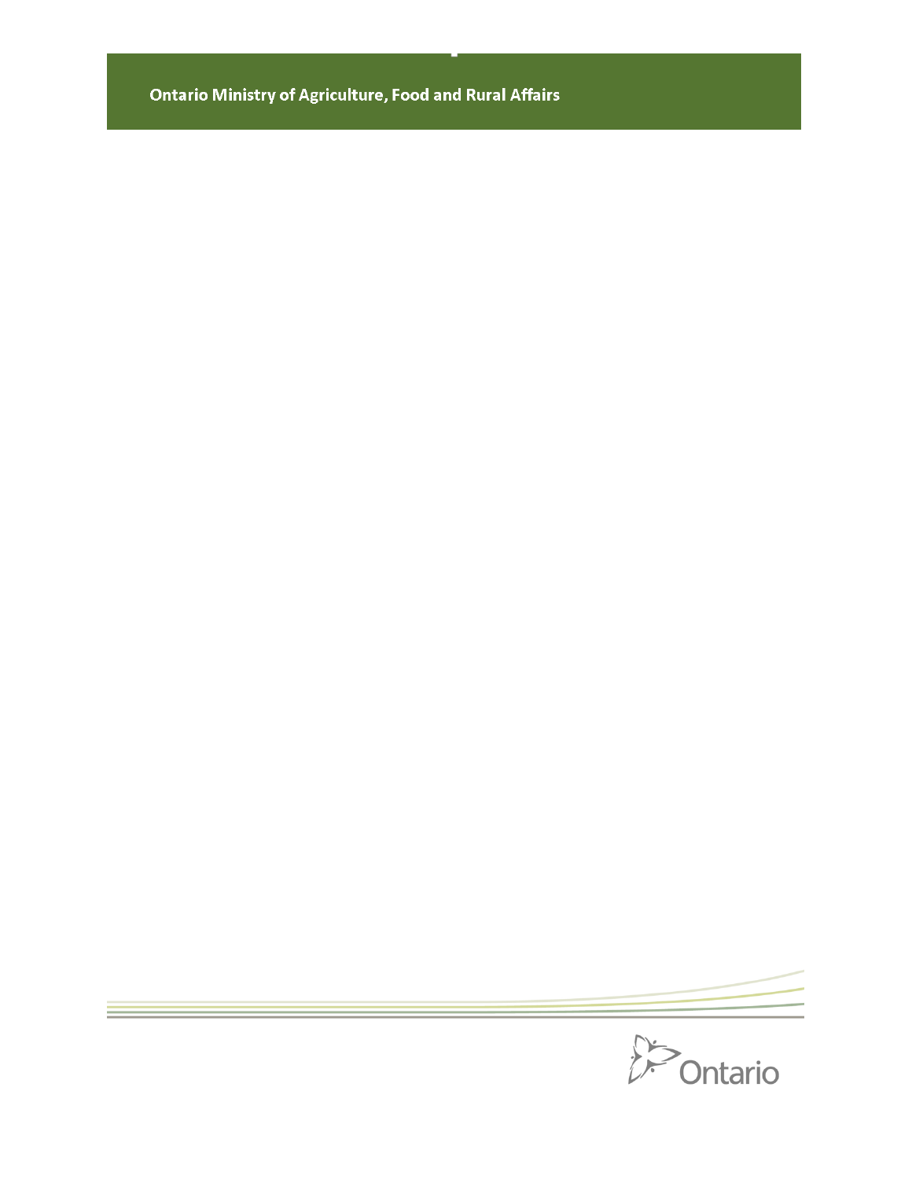Ontario Ministry of Agriculture, Food and Rural Affairs

Ontario